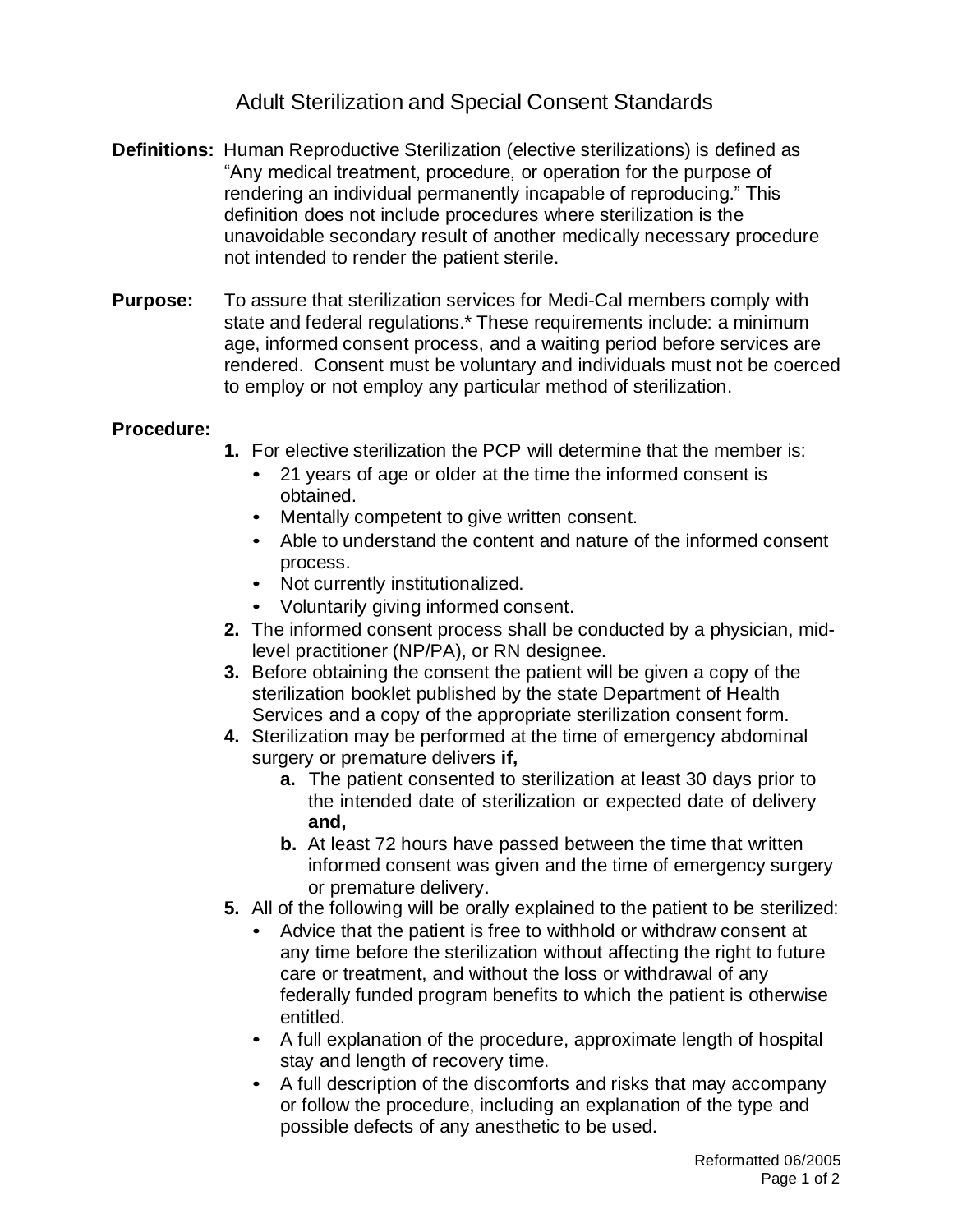# Adult Sterilization and Special Consent Standards

**Definitions:** Human Reproductive Sterilization (elective sterilizations) is defined as "Any medical treatment, procedure, or operation for the purpose of rendering an individual permanently incapable of reproducing." This definition does not include procedures where sterilization is the unavoidable secondary result of another medically necessary procedure not intended to render the patient sterile.

**Purpose:** To assure that sterilization services for Medi-Cal members comply with state and federal regulations.* These requirements include: a minimum age, informed consent process, and a waiting period before services are rendered. Consent must be voluntary and individuals must not be coerced to employ or not employ any particular method of sterilization.

**Procedure:**

1. For elective sterilization the PCP will determine that the member is:
   - 21 years of age or older at the time the informed consent is obtained.
   - Mentally competent to give written consent.
   - Able to understand the content and nature of the informed consent process.
   - Not currently institutionalized.
   - Voluntarily giving informed consent.
2. The informed consent process shall be conducted by a physician, mid-level practitioner (NP/PA), or RN designee.
3. Before obtaining the consent the patient will be given a copy of the sterilization booklet published by the state Department of Health Services and a copy of the appropriate sterilization consent form.
4. Sterilization may be performed at the time of emergency abdominal surgery or premature delivers **if,**
   a. The patient consented to sterilization at least 30 days prior to the intended date of sterilization or expected date of delivery **and,**
   b. At least 72 hours have passed between the time that written informed consent was given and the time of emergency surgery or premature delivery.
5. All of the following will be orally explained to the patient to be sterilized:
   - Advice that the patient is free to withhold or withdraw consent at any time before the sterilization without affecting the right to future care or treatment, and without the loss or withdrawal of any federally funded program benefits to which the patient is otherwise entitled.
   - A full explanation of the procedure, approximate length of hospital stay and length of recovery time.
   - A full description of the discomforts and risks that may accompany or follow the procedure, including an explanation of the type and possible defects of any anesthetic to be used.

Reformatted 06/2005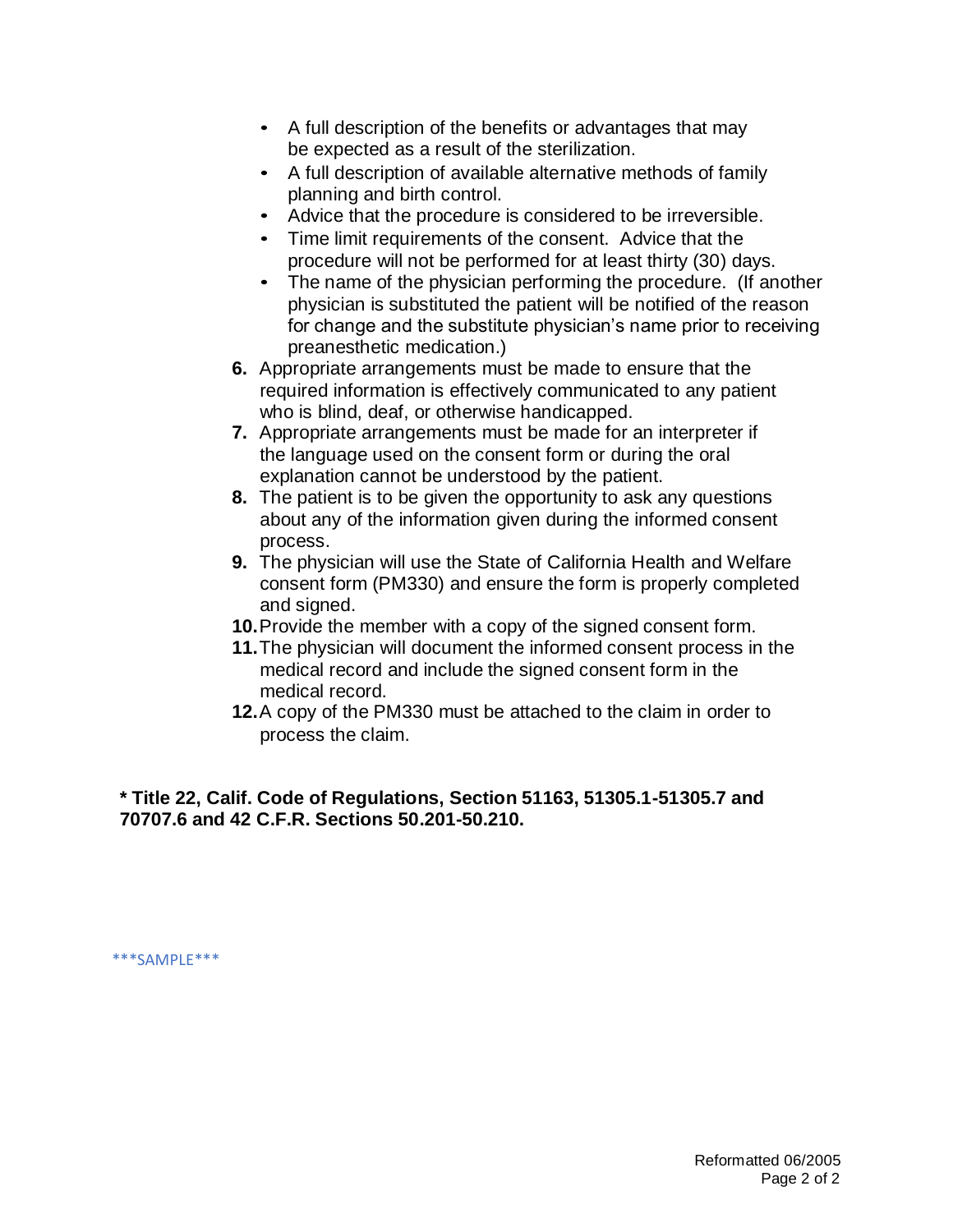- A full description of the benefits or advantages that may be expected as a result of the sterilization.
- A full description of available alternative methods of family planning and birth control.
- Advice that the procedure is considered to be irreversible.
- Time limit requirements of the consent. Advice that the procedure will not be performed for at least thirty (30) days.
- The name of the physician performing the procedure. (If another physician is substituted the patient will be notified of the reason for change and the substitute physician's name prior to receiving preanesthetic medication.)

6. Appropriate arrangements must be made to ensure that the required information is effectively communicated to any patient who is blind, deaf, or otherwise handicapped.
7. Appropriate arrangements must be made for an interpreter if the language used on the consent form or during the oral explanation cannot be understood by the patient.
8. The patient is to be given the opportunity to ask any questions about any of the information given during the informed consent process.
9. The physician will use the State of California Health and Welfare consent form (PM330) and ensure the form is properly completed and signed.
10. Provide the member with a copy of the signed consent form.
11. The physician will document the informed consent process in the medical record and include the signed consent form in the medical record.
12. A copy of the PM330 must be attached to the claim in order to process the claim.

**\* Title 22, Calif. Code of Regulations, Section 51163, 51305.1-51305.7 and 70707.6 and 42 C.F.R. Sections 50.201-50.210.**

\*\*\*SAMPLE\*\*\*

Reformatted 06/2005